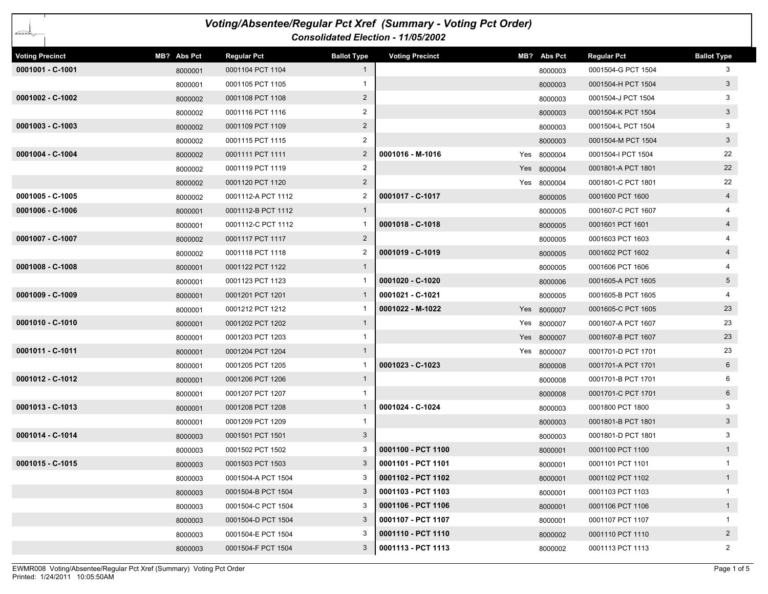# Voting/Absentee/Regular Pct Xref (Summary - Voting Pct Order)

### Consolidated Election - 11/05/2002

| Voting Precinct | MB? | Abs Pct | Regular Pct | Ballot Type |
|---|---|---|---|---|
| 0001001 - C-1001 | | 8000001 | 0001104 PCT 1104 | 1 |
| | | 8000001 | 0001105 PCT 1105 | 1 |
| 0001002 - C-1002 | | 8000002 | 0001108 PCT 1108 | 2 |
| | | 8000002 | 0001116 PCT 1116 | 2 |
| 0001003 - C-1003 | | 8000002 | 0001109 PCT 1109 | 2 |
| | | 8000002 | 0001115 PCT 1115 | 2 |
| 0001004 - C-1004 | | 8000002 | 0001111 PCT 1111 | 2 |
| | | 8000002 | 0001119 PCT 1119 | 2 |
| | | 8000002 | 0001120 PCT 1120 | 2 |
| 0001005 - C-1005 | | 8000002 | 0001112-A PCT 1112 | 2 |
| 0001006 - C-1006 | | 8000001 | 0001112-B PCT 1112 | 1 |
| | | 8000001 | 0001112-C PCT 1112 | 1 |
| 0001007 - C-1007 | | 8000002 | 0001117 PCT 1117 | 2 |
| | | 8000002 | 0001118 PCT 1118 | 2 |
| 0001008 - C-1008 | | 8000001 | 0001122 PCT 1122 | 1 |
| | | 8000001 | 0001123 PCT 1123 | 1 |
| 0001009 - C-1009 | | 8000001 | 0001201 PCT 1201 | 1 |
| | | 8000001 | 0001212 PCT 1212 | 1 |
| 0001010 - C-1010 | | 8000001 | 0001202 PCT 1202 | 1 |
| | | 8000001 | 0001203 PCT 1203 | 1 |
| 0001011 - C-1011 | | 8000001 | 0001204 PCT 1204 | 1 |
| | | 8000001 | 0001205 PCT 1205 | 1 |
| 0001012 - C-1012 | | 8000001 | 0001206 PCT 1206 | 1 |
| | | 8000001 | 0001207 PCT 1207 | 1 |
| 0001013 - C-1013 | | 8000001 | 0001208 PCT 1208 | 1 |
| | | 8000001 | 0001209 PCT 1209 | 1 |
| 0001014 - C-1014 | | 8000003 | 0001501 PCT 1501 | 3 |
| | | 8000003 | 0001502 PCT 1502 | 3 |
| 0001015 - C-1015 | | 8000003 | 0001503 PCT 1503 | 3 |
| | | 8000003 | 0001504-A PCT 1504 | 3 |
| | | 8000003 | 0001504-B PCT 1504 | 3 |
| | | 8000003 | 0001504-C PCT 1504 | 3 |
| | | 8000003 | 0001504-D PCT 1504 | 3 |
| | | 8000003 | 0001504-E PCT 1504 | 3 |
| | | 8000003 | 0001504-F PCT 1504 | 3 |
| | | 8000003 | 0001504-G PCT 1504 | 3 |
| | | 8000003 | 0001504-H PCT 1504 | 3 |
| | | 8000003 | 0001504-J PCT 1504 | 3 |
| | | 8000003 | 0001504-K PCT 1504 | 3 |
| | | 8000003 | 0001504-L PCT 1504 | 3 |
| | | 8000003 | 0001504-M PCT 1504 | 3 |
| 0001016 - M-1016 | Yes | 8000004 | 0001504-I PCT 1504 | 22 |
| | Yes | 8000004 | 0001801-A PCT 1801 | 22 |
| | Yes | 8000004 | 0001801-C PCT 1801 | 22 |
| 0001017 - C-1017 | | 8000005 | 0001600 PCT 1600 | 4 |
| | | 8000005 | 0001607-C PCT 1607 | 4 |
| 0001018 - C-1018 | | 8000005 | 0001601 PCT 1601 | 4 |
| | | 8000005 | 0001603 PCT 1603 | 4 |
| 0001019 - C-1019 | | 8000005 | 0001602 PCT 1602 | 4 |
| | | 8000005 | 0001606 PCT 1606 | 4 |
| 0001020 - C-1020 | | 8000006 | 0001605-A PCT 1605 | 5 |
| 0001021 - C-1021 | | 8000005 | 0001605-B PCT 1605 | 4 |
| 0001022 - M-1022 | Yes | 8000007 | 0001605-C PCT 1605 | 23 |
| | Yes | 8000007 | 0001607-A PCT 1607 | 23 |
| | Yes | 8000007 | 0001607-B PCT 1607 | 23 |
| | Yes | 8000007 | 0001701-D PCT 1701 | 23 |
| 0001023 - C-1023 | | 8000008 | 0001701-A PCT 1701 | 6 |
| | | 8000008 | 0001701-B PCT 1701 | 6 |
| | | 8000008 | 0001701-C PCT 1701 | 6 |
| 0001024 - C-1024 | | 8000003 | 0001800 PCT 1800 | 3 |
| | | 8000003 | 0001801-B PCT 1801 | 3 |
| | | 8000003 | 0001801-D PCT 1801 | 3 |
| 0001100 - PCT 1100 | | 8000001 | 0001100 PCT 1100 | 1 |
| 0001101 - PCT 1101 | | 8000001 | 0001101 PCT 1101 | 1 |
| 0001102 - PCT 1102 | | 8000001 | 0001102 PCT 1102 | 1 |
| 0001103 - PCT 1103 | | 8000001 | 0001103 PCT 1103 | 1 |
| 0001106 - PCT 1106 | | 8000001 | 0001106 PCT 1106 | 1 |
| 0001107 - PCT 1107 | | 8000001 | 0001107 PCT 1107 | 1 |
| 0001110 - PCT 1110 | | 8000002 | 0001110 PCT 1110 | 2 |
| 0001113 - PCT 1113 | | 8000002 | 0001113 PCT 1113 | 2 |

EWMR008 Voting/Absentee/Regular Pct Xref (Summary) Voting Pct Order
Printed: 1/24/2011 10:05:50AM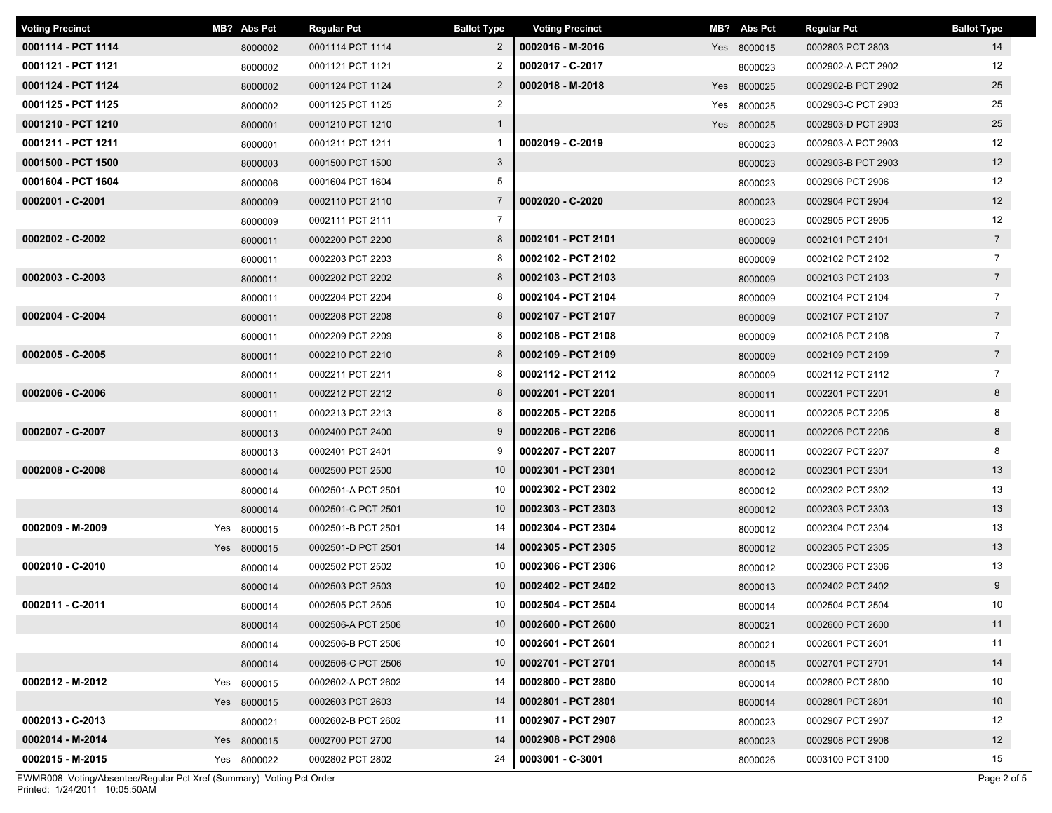| Voting Precinct | MB? | Abs Pct | Regular Pct | Ballot Type |
|---|---|---|---|---|
| 0001114 - PCT 1114 | | 8000002 | 0001114 PCT 1114 | 2 |
| 0001121 - PCT 1121 | | 8000002 | 0001121 PCT 1121 | 2 |
| 0001124 - PCT 1124 | | 8000002 | 0001124 PCT 1124 | 2 |
| 0001125 - PCT 1125 | | 8000002 | 0001125 PCT 1125 | 2 |
| 0001210 - PCT 1210 | | 8000001 | 0001210 PCT 1210 | 1 |
| 0001211 - PCT 1211 | | 8000001 | 0001211 PCT 1211 | 1 |
| 0001500 - PCT 1500 | | 8000003 | 0001500 PCT 1500 | 3 |
| 0001604 - PCT 1604 | | 8000006 | 0001604 PCT 1604 | 5 |
| 0002001 - C-2001 | | 8000009 | 0002110 PCT 2110 | 7 |
| | | 8000009 | 0002111 PCT 2111 | 7 |
| 0002002 - C-2002 | | 8000011 | 0002200 PCT 2200 | 8 |
| | | 8000011 | 0002203 PCT 2203 | 8 |
| 0002003 - C-2003 | | 8000011 | 0002202 PCT 2202 | 8 |
| | | 8000011 | 0002204 PCT 2204 | 8 |
| 0002004 - C-2004 | | 8000011 | 0002208 PCT 2208 | 8 |
| | | 8000011 | 0002209 PCT 2209 | 8 |
| 0002005 - C-2005 | | 8000011 | 0002210 PCT 2210 | 8 |
| | | 8000011 | 0002211 PCT 2211 | 8 |
| 0002006 - C-2006 | | 8000011 | 0002212 PCT 2212 | 8 |
| | | 8000011 | 0002213 PCT 2213 | 8 |
| 0002007 - C-2007 | | 8000013 | 0002400 PCT 2400 | 9 |
| | | 8000013 | 0002401 PCT 2401 | 9 |
| 0002008 - C-2008 | | 8000014 | 0002500 PCT 2500 | 10 |
| | | 8000014 | 0002501-A PCT 2501 | 10 |
| | | 8000014 | 0002501-C PCT 2501 | 10 |
| 0002009 - M-2009 | Yes | 8000015 | 0002501-B PCT 2501 | 14 |
| | Yes | 8000015 | 0002501-D PCT 2501 | 14 |
| 0002010 - C-2010 | | 8000014 | 0002502 PCT 2502 | 10 |
| | | 8000014 | 0002503 PCT 2503 | 10 |
| 0002011 - C-2011 | | 8000014 | 0002505 PCT 2505 | 10 |
| | | 8000014 | 0002506-A PCT 2506 | 10 |
| | | 8000014 | 0002506-B PCT 2506 | 10 |
| | | 8000014 | 0002506-C PCT 2506 | 10 |
| 0002012 - M-2012 | Yes | 8000015 | 0002602-A PCT 2602 | 14 |
| | Yes | 8000015 | 0002603 PCT 2603 | 14 |
| 0002013 - C-2013 | | 8000021 | 0002602-B PCT 2602 | 11 |
| 0002014 - M-2014 | Yes | 8000015 | 0002700 PCT 2700 | 14 |
| 0002015 - M-2015 | Yes | 8000022 | 0002802 PCT 2802 | 24 |
| 0002016 - M-2016 | Yes | 8000015 | 0002803 PCT 2803 | 14 |
| 0002017 - C-2017 | | 8000023 | 0002902-A PCT 2902 | 12 |
| 0002018 - M-2018 | Yes | 8000025 | 0002902-B PCT 2902 | 25 |
| | Yes | 8000025 | 0002903-C PCT 2903 | 25 |
| | Yes | 8000025 | 0002903-D PCT 2903 | 25 |
| 0002019 - C-2019 | | 8000023 | 0002903-A PCT 2903 | 12 |
| | | 8000023 | 0002903-B PCT 2903 | 12 |
| | | 8000023 | 0002906 PCT 2906 | 12 |
| 0002020 - C-2020 | | 8000023 | 0002904 PCT 2904 | 12 |
| | | 8000023 | 0002905 PCT 2905 | 12 |
| 0002101 - PCT 2101 | | 8000009 | 0002101 PCT 2101 | 7 |
| 0002102 - PCT 2102 | | 8000009 | 0002102 PCT 2102 | 7 |
| 0002103 - PCT 2103 | | 8000009 | 0002103 PCT 2103 | 7 |
| 0002104 - PCT 2104 | | 8000009 | 0002104 PCT 2104 | 7 |
| 0002107 - PCT 2107 | | 8000009 | 0002107 PCT 2107 | 7 |
| 0002108 - PCT 2108 | | 8000009 | 0002108 PCT 2108 | 7 |
| 0002109 - PCT 2109 | | 8000009 | 0002109 PCT 2109 | 7 |
| 0002112 - PCT 2112 | | 8000009 | 0002112 PCT 2112 | 7 |
| 0002201 - PCT 2201 | | 8000011 | 0002201 PCT 2201 | 8 |
| 0002205 - PCT 2205 | | 8000011 | 0002205 PCT 2205 | 8 |
| 0002206 - PCT 2206 | | 8000011 | 0002206 PCT 2206 | 8 |
| 0002207 - PCT 2207 | | 8000011 | 0002207 PCT 2207 | 8 |
| 0002301 - PCT 2301 | | 8000012 | 0002301 PCT 2301 | 13 |
| 0002302 - PCT 2302 | | 8000012 | 0002302 PCT 2302 | 13 |
| 0002303 - PCT 2303 | | 8000012 | 0002303 PCT 2303 | 13 |
| 0002304 - PCT 2304 | | 8000012 | 0002304 PCT 2304 | 13 |
| 0002305 - PCT 2305 | | 8000012 | 0002305 PCT 2305 | 13 |
| 0002306 - PCT 2306 | | 8000012 | 0002306 PCT 2306 | 13 |
| 0002402 - PCT 2402 | | 8000013 | 0002402 PCT 2402 | 9 |
| 0002504 - PCT 2504 | | 8000014 | 0002504 PCT 2504 | 10 |
| 0002600 - PCT 2600 | | 8000021 | 0002600 PCT 2600 | 11 |
| 0002601 - PCT 2601 | | 8000021 | 0002601 PCT 2601 | 11 |
| 0002701 - PCT 2701 | | 8000015 | 0002701 PCT 2701 | 14 |
| 0002800 - PCT 2800 | | 8000014 | 0002800 PCT 2800 | 10 |
| 0002801 - PCT 2801 | | 8000014 | 0002801 PCT 2801 | 10 |
| 0002907 - PCT 2907 | | 8000023 | 0002907 PCT 2907 | 12 |
| 0002908 - PCT 2908 | | 8000023 | 0002908 PCT 2908 | 12 |
| 0003001 - C-3001 | | 8000026 | 0003100 PCT 3100 | 15 |

EWMR008 Voting/Absentee/Regular Pct Xref (Summary) Voting Pct Order
Printed: 1/24/2011 10:05:50AM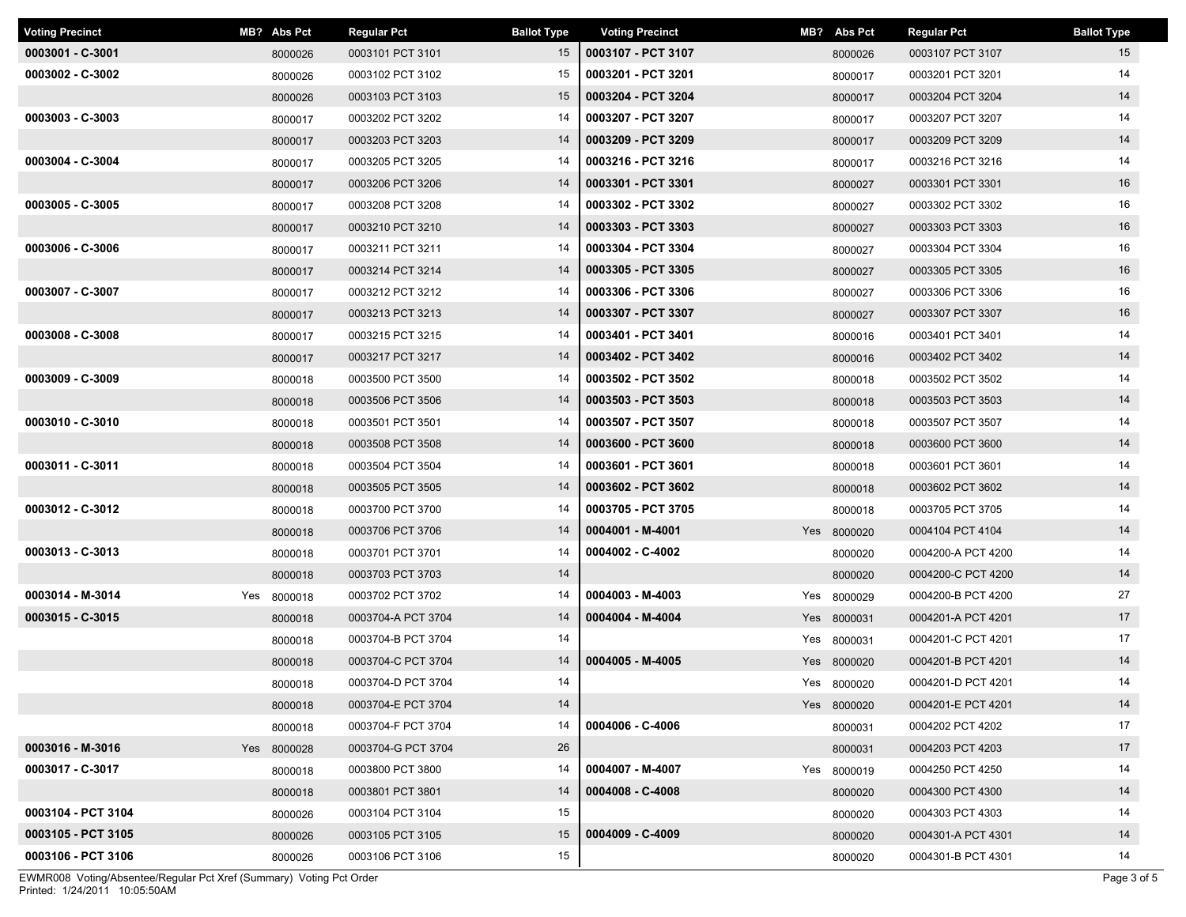| Voting Precinct | MB? | Abs Pct | Regular Pct | Ballot Type |
|---|---|---|---|---|
| 0003001 - C-3001 | | 8000026 | 0003101 PCT 3101 | 15 |
| 0003002 - C-3002 | | 8000026 | 0003102 PCT 3102 | 15 |
| | | 8000026 | 0003103 PCT 3103 | 15 |
| 0003003 - C-3003 | | 8000017 | 0003202 PCT 3202 | 14 |
| | | 8000017 | 0003203 PCT 3203 | 14 |
| 0003004 - C-3004 | | 8000017 | 0003205 PCT 3205 | 14 |
| | | 8000017 | 0003206 PCT 3206 | 14 |
| 0003005 - C-3005 | | 8000017 | 0003208 PCT 3208 | 14 |
| | | 8000017 | 0003210 PCT 3210 | 14 |
| 0003006 - C-3006 | | 8000017 | 0003211 PCT 3211 | 14 |
| | | 8000017 | 0003214 PCT 3214 | 14 |
| 0003007 - C-3007 | | 8000017 | 0003212 PCT 3212 | 14 |
| | | 8000017 | 0003213 PCT 3213 | 14 |
| 0003008 - C-3008 | | 8000017 | 0003215 PCT 3215 | 14 |
| | | 8000017 | 0003217 PCT 3217 | 14 |
| 0003009 - C-3009 | | 8000018 | 0003500 PCT 3500 | 14 |
| | | 8000018 | 0003506 PCT 3506 | 14 |
| 0003010 - C-3010 | | 8000018 | 0003501 PCT 3501 | 14 |
| | | 8000018 | 0003508 PCT 3508 | 14 |
| 0003011 - C-3011 | | 8000018 | 0003504 PCT 3504 | 14 |
| | | 8000018 | 0003505 PCT 3505 | 14 |
| 0003012 - C-3012 | | 8000018 | 0003700 PCT 3700 | 14 |
| | | 8000018 | 0003706 PCT 3706 | 14 |
| 0003013 - C-3013 | | 8000018 | 0003701 PCT 3701 | 14 |
| | | 8000018 | 0003703 PCT 3703 | 14 |
| 0003014 - M-3014 | Yes | 8000018 | 0003702 PCT 3702 | 14 |
| 0003015 - C-3015 | | 8000018 | 0003704-A PCT 3704 | 14 |
| | | 8000018 | 0003704-B PCT 3704 | 14 |
| | | 8000018 | 0003704-C PCT 3704 | 14 |
| | | 8000018 | 0003704-D PCT 3704 | 14 |
| | | 8000018 | 0003704-E PCT 3704 | 14 |
| | | 8000018 | 0003704-F PCT 3704 | 14 |
| 0003016 - M-3016 | Yes | 8000028 | 0003704-G PCT 3704 | 26 |
| 0003017 - C-3017 | | 8000018 | 0003800 PCT 3800 | 14 |
| | | 8000018 | 0003801 PCT 3801 | 14 |
| 0003104 - PCT 3104 | | 8000026 | 0003104 PCT 3104 | 15 |
| 0003105 - PCT 3105 | | 8000026 | 0003105 PCT 3105 | 15 |
| 0003106 - PCT 3106 | | 8000026 | 0003106 PCT 3106 | 15 |
| 0003107 - PCT 3107 | | 8000026 | 0003107 PCT 3107 | 15 |
| 0003201 - PCT 3201 | | 8000017 | 0003201 PCT 3201 | 14 |
| 0003204 - PCT 3204 | | 8000017 | 0003204 PCT 3204 | 14 |
| 0003207 - PCT 3207 | | 8000017 | 0003207 PCT 3207 | 14 |
| 0003209 - PCT 3209 | | 8000017 | 0003209 PCT 3209 | 14 |
| 0003216 - PCT 3216 | | 8000017 | 0003216 PCT 3216 | 14 |
| 0003301 - PCT 3301 | | 8000027 | 0003301 PCT 3301 | 16 |
| 0003302 - PCT 3302 | | 8000027 | 0003302 PCT 3302 | 16 |
| 0003303 - PCT 3303 | | 8000027 | 0003303 PCT 3303 | 16 |
| 0003304 - PCT 3304 | | 8000027 | 0003304 PCT 3304 | 16 |
| 0003305 - PCT 3305 | | 8000027 | 0003305 PCT 3305 | 16 |
| 0003306 - PCT 3306 | | 8000027 | 0003306 PCT 3306 | 16 |
| 0003307 - PCT 3307 | | 8000027 | 0003307 PCT 3307 | 16 |
| 0003401 - PCT 3401 | | 8000016 | 0003401 PCT 3401 | 14 |
| 0003402 - PCT 3402 | | 8000016 | 0003402 PCT 3402 | 14 |
| 0003502 - PCT 3502 | | 8000018 | 0003502 PCT 3502 | 14 |
| 0003503 - PCT 3503 | | 8000018 | 0003503 PCT 3503 | 14 |
| 0003507 - PCT 3507 | | 8000018 | 0003507 PCT 3507 | 14 |
| 0003600 - PCT 3600 | | 8000018 | 0003600 PCT 3600 | 14 |
| 0003601 - PCT 3601 | | 8000018 | 0003601 PCT 3601 | 14 |
| 0003602 - PCT 3602 | | 8000018 | 0003602 PCT 3602 | 14 |
| 0003705 - PCT 3705 | | 8000018 | 0003705 PCT 3705 | 14 |
| 0004001 - M-4001 | Yes | 8000020 | 0004104 PCT 4104 | 14 |
| 0004002 - C-4002 | | 8000020 | 0004200-A PCT 4200 | 14 |
| | | 8000020 | 0004200-C PCT 4200 | 14 |
| 0004003 - M-4003 | Yes | 8000029 | 0004200-B PCT 4200 | 27 |
| 0004004 - M-4004 | Yes | 8000031 | 0004201-A PCT 4201 | 17 |
| | Yes | 8000031 | 0004201-C PCT 4201 | 17 |
| 0004005 - M-4005 | Yes | 8000020 | 0004201-B PCT 4201 | 14 |
| | Yes | 8000020 | 0004201-D PCT 4201 | 14 |
| | Yes | 8000020 | 0004201-E PCT 4201 | 14 |
| 0004006 - C-4006 | | 8000031 | 0004202 PCT 4202 | 17 |
| | | 8000031 | 0004203 PCT 4203 | 17 |
| 0004007 - M-4007 | Yes | 8000019 | 0004250 PCT 4250 | 14 |
| 0004008 - C-4008 | | 8000020 | 0004300 PCT 4300 | 14 |
| | | 8000020 | 0004303 PCT 4303 | 14 |
| 0004009 - C-4009 | | 8000020 | 0004301-A PCT 4301 | 14 |
| | | 8000020 | 0004301-B PCT 4301 | 14 |

EWMR008 Voting/Absentee/Regular Pct Xref (Summary) Voting Pct Order
Printed: 1/24/2011 10:05:50AM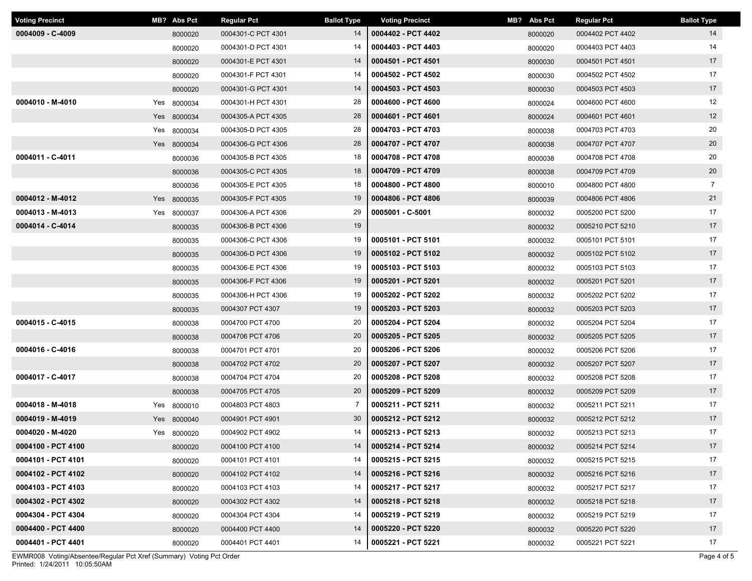| Voting Precinct | MB? | Abs Pct | Regular Pct | Ballot Type |
|---|---|---|---|---|
| **0004009 - C-4009** | | 8000020 | 0004301-C PCT 4301 | 14 |
| | | 8000020 | 0004301-D PCT 4301 | 14 |
| | | 8000020 | 0004301-E PCT 4301 | 14 |
| | | 8000020 | 0004301-F PCT 4301 | 14 |
| | | 8000020 | 0004301-G PCT 4301 | 14 |
| **0004010 - M-4010** | Yes | 8000034 | 0004301-H PCT 4301 | 28 |
| | Yes | 8000034 | 0004305-A PCT 4305 | 28 |
| | Yes | 8000034 | 0004305-D PCT 4305 | 28 |
| | Yes | 8000034 | 0004306-G PCT 4306 | 28 |
| **0004011 - C-4011** | | 8000036 | 0004305-B PCT 4305 | 18 |
| | | 8000036 | 0004305-C PCT 4305 | 18 |
| | | 8000036 | 0004305-E PCT 4305 | 18 |
| **0004012 - M-4012** | Yes | 8000035 | 0004305-F PCT 4305 | 19 |
| **0004013 - M-4013** | Yes | 8000037 | 0004306-A PCT 4306 | 29 |
| **0004014 - C-4014** | | 8000035 | 0004306-B PCT 4306 | 19 |
| | | 8000035 | 0004306-C PCT 4306 | 19 |
| | | 8000035 | 0004306-D PCT 4306 | 19 |
| | | 8000035 | 0004306-E PCT 4306 | 19 |
| | | 8000035 | 0004306-F PCT 4306 | 19 |
| | | 8000035 | 0004306-H PCT 4306 | 19 |
| | | 8000035 | 0004307 PCT 4307 | 19 |
| **0004015 - C-4015** | | 8000038 | 0004700 PCT 4700 | 20 |
| | | 8000038 | 0004706 PCT 4706 | 20 |
| **0004016 - C-4016** | | 8000038 | 0004701 PCT 4701 | 20 |
| | | 8000038 | 0004702 PCT 4702 | 20 |
| **0004017 - C-4017** | | 8000038 | 0004704 PCT 4704 | 20 |
| | | 8000038 | 0004705 PCT 4705 | 20 |
| **0004018 - M-4018** | Yes | 8000010 | 0004803 PCT 4803 | 7 |
| **0004019 - M-4019** | Yes | 8000040 | 0004901 PCT 4901 | 30 |
| **0004020 - M-4020** | Yes | 8000020 | 0004902 PCT 4902 | 14 |
| **0004100 - PCT 4100** | | 8000020 | 0004100 PCT 4100 | 14 |
| **0004101 - PCT 4101** | | 8000020 | 0004101 PCT 4101 | 14 |
| **0004102 - PCT 4102** | | 8000020 | 0004102 PCT 4102 | 14 |
| **0004103 - PCT 4103** | | 8000020 | 0004103 PCT 4103 | 14 |
| **0004302 - PCT 4302** | | 8000020 | 0004302 PCT 4302 | 14 |
| **0004304 - PCT 4304** | | 8000020 | 0004304 PCT 4304 | 14 |
| **0004400 - PCT 4400** | | 8000020 | 0004400 PCT 4400 | 14 |
| **0004401 - PCT 4401** | | 8000020 | 0004401 PCT 4401 | 14 |
| **0004402 - PCT 4402** | | 8000020 | 0004402 PCT 4402 | 14 |
| **0004403 - PCT 4403** | | 8000020 | 0004403 PCT 4403 | 14 |
| **0004501 - PCT 4501** | | 8000030 | 0004501 PCT 4501 | 17 |
| **0004502 - PCT 4502** | | 8000030 | 0004502 PCT 4502 | 17 |
| **0004503 - PCT 4503** | | 8000030 | 0004503 PCT 4503 | 17 |
| **0004600 - PCT 4600** | | 8000024 | 0004600 PCT 4600 | 12 |
| **0004601 - PCT 4601** | | 8000024 | 0004601 PCT 4601 | 12 |
| **0004703 - PCT 4703** | | 8000038 | 0004703 PCT 4703 | 20 |
| **0004707 - PCT 4707** | | 8000038 | 0004707 PCT 4707 | 20 |
| **0004708 - PCT 4708** | | 8000038 | 0004708 PCT 4708 | 20 |
| **0004709 - PCT 4709** | | 8000038 | 0004709 PCT 4709 | 20 |
| **0004800 - PCT 4800** | | 8000010 | 0004800 PCT 4800 | 7 |
| **0004806 - PCT 4806** | | 8000039 | 0004806 PCT 4806 | 21 |
| **0005001 - C-5001** | | 8000032 | 0005200 PCT 5200 | 17 |
| | | 8000032 | 0005210 PCT 5210 | 17 |
| **0005101 - PCT 5101** | | 8000032 | 0005101 PCT 5101 | 17 |
| **0005102 - PCT 5102** | | 8000032 | 0005102 PCT 5102 | 17 |
| **0005103 - PCT 5103** | | 8000032 | 0005103 PCT 5103 | 17 |
| **0005201 - PCT 5201** | | 8000032 | 0005201 PCT 5201 | 17 |
| **0005202 - PCT 5202** | | 8000032 | 0005202 PCT 5202 | 17 |
| **0005203 - PCT 5203** | | 8000032 | 0005203 PCT 5203 | 17 |
| **0005204 - PCT 5204** | | 8000032 | 0005204 PCT 5204 | 17 |
| **0005205 - PCT 5205** | | 8000032 | 0005205 PCT 5205 | 17 |
| **0005206 - PCT 5206** | | 8000032 | 0005206 PCT 5206 | 17 |
| **0005207 - PCT 5207** | | 8000032 | 0005207 PCT 5207 | 17 |
| **0005208 - PCT 5208** | | 8000032 | 0005208 PCT 5208 | 17 |
| **0005209 - PCT 5209** | | 8000032 | 0005209 PCT 5209 | 17 |
| **0005211 - PCT 5211** | | 8000032 | 0005211 PCT 5211 | 17 |
| **0005212 - PCT 5212** | | 8000032 | 0005212 PCT 5212 | 17 |
| **0005213 - PCT 5213** | | 8000032 | 0005213 PCT 5213 | 17 |
| **0005214 - PCT 5214** | | 8000032 | 0005214 PCT 5214 | 17 |
| **0005215 - PCT 5215** | | 8000032 | 0005215 PCT 5215 | 17 |
| **0005216 - PCT 5216** | | 8000032 | 0005216 PCT 5216 | 17 |
| **0005217 - PCT 5217** | | 8000032 | 0005217 PCT 5217 | 17 |
| **0005218 - PCT 5218** | | 8000032 | 0005218 PCT 5218 | 17 |
| **0005219 - PCT 5219** | | 8000032 | 0005219 PCT 5219 | 17 |
| **0005220 - PCT 5220** | | 8000032 | 0005220 PCT 5220 | 17 |
| **0005221 - PCT 5221** | | 8000032 | 0005221 PCT 5221 | 17 |

EWMR008 Voting/Absentee/Regular Pct Xref (Summary) Voting Pct Order
Printed: 1/24/2011 10:05:50AM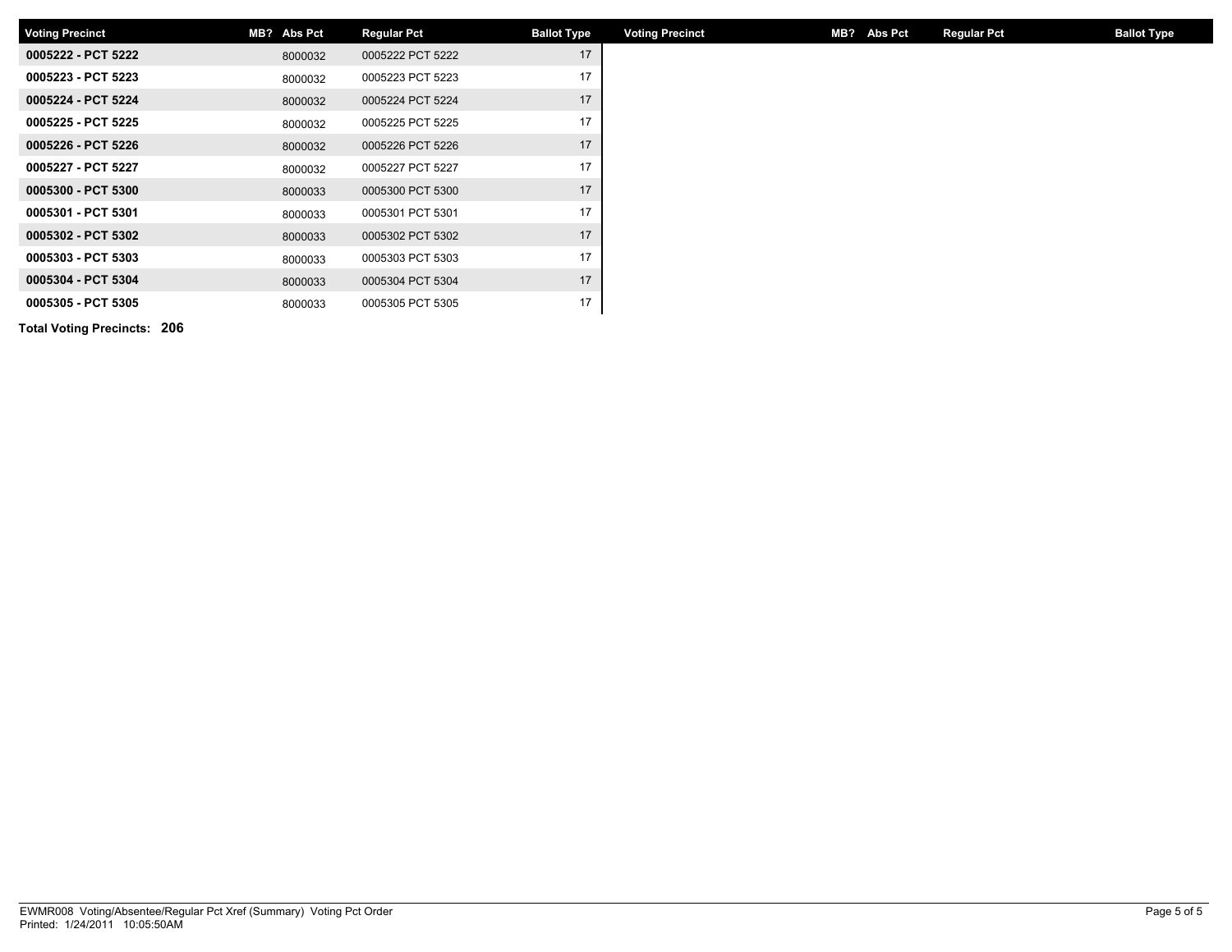| Voting Precinct | MB? | Abs Pct | Regular Pct | Ballot Type |
|---|---|---|---|---|
| **0005222 - PCT 5222** | | 8000032 | 0005222 PCT 5222 | 17 |
| **0005223 - PCT 5223** | | 8000032 | 0005223 PCT 5223 | 17 |
| **0005224 - PCT 5224** | | 8000032 | 0005224 PCT 5224 | 17 |
| **0005225 - PCT 5225** | | 8000032 | 0005225 PCT 5225 | 17 |
| **0005226 - PCT 5226** | | 8000032 | 0005226 PCT 5226 | 17 |
| **0005227 - PCT 5227** | | 8000032 | 0005227 PCT 5227 | 17 |
| **0005300 - PCT 5300** | | 8000033 | 0005300 PCT 5300 | 17 |
| **0005301 - PCT 5301** | | 8000033 | 0005301 PCT 5301 | 17 |
| **0005302 - PCT 5302** | | 8000033 | 0005302 PCT 5302 | 17 |
| **0005303 - PCT 5303** | | 8000033 | 0005303 PCT 5303 | 17 |
| **0005304 - PCT 5304** | | 8000033 | 0005304 PCT 5304 | 17 |
| **0005305 - PCT 5305** | | 8000033 | 0005305 PCT 5305 | 17 |

**Total Voting Precincts: 206**

EWMR008 Voting/Absentee/Regular Pct Xref (Summary) Voting Pct Order
Printed: 1/24/2011 10:05:50AM